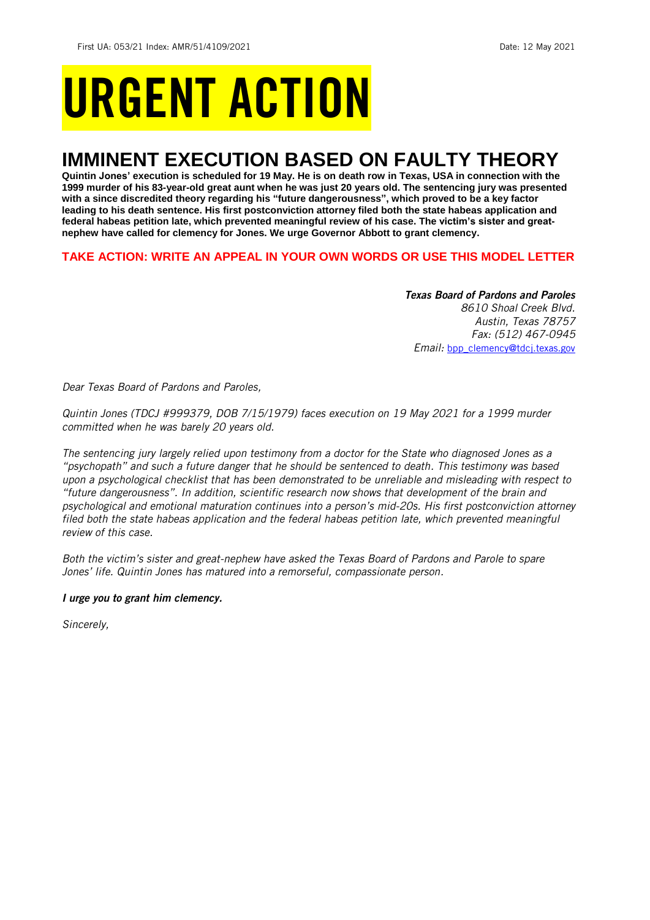First UA: 053/21 Index: AMR/51/4109/2021 Date: 12 May 2021

# URGENT ACTION

## IMMINENT EXECUTION BASED ON FAULTY THEORY

**Quintin Jones' execution is scheduled for 19 May. He is on death row in Texas, USA in connection with the 1999 murder of his 83-year-old great aunt when he was just 20 years old. The sentencing jury was presented with a since discredited theory regarding his "future dangerousness", which proved to be a key factor leading to his death sentence. His first postconviction attorney filed both the state habeas application and federal habeas petition late, which prevented meaningful review of his case. The victim's sister and great-nephew have called for clemency for Jones. We urge Governor Abbott to grant clemency.**

**TAKE ACTION: WRITE AN APPEAL IN YOUR OWN WORDS OR USE THIS MODEL LETTER**

***Texas Board of Pardons and Paroles***
*8610 Shoal Creek Blvd.*
*Austin, Texas 78757*
*Fax: (512) 467-0945*
*Email:* bpp_clemency@tdcj.texas.gov

*Dear Texas Board of Pardons and Paroles,*

*Quintin Jones (TDCJ #999379, DOB 7/15/1979) faces execution on 19 May 2021 for a 1999 murder committed when he was barely 20 years old.*

*The sentencing jury largely relied upon testimony from a doctor for the State who diagnosed Jones as a "psychopath" and such a future danger that he should be sentenced to death. This testimony was based upon a psychological checklist that has been demonstrated to be unreliable and misleading with respect to "future dangerousness". In addition, scientific research now shows that development of the brain and psychological and emotional maturation continues into a person's mid-20s. His first postconviction attorney filed both the state habeas application and the federal habeas petition late, which prevented meaningful review of this case.*

*Both the victim's sister and great-nephew have asked the Texas Board of Pardons and Parole to spare Jones' life. Quintin Jones has matured into a remorseful, compassionate person.*

***I urge you to grant him clemency.***

*Sincerely,*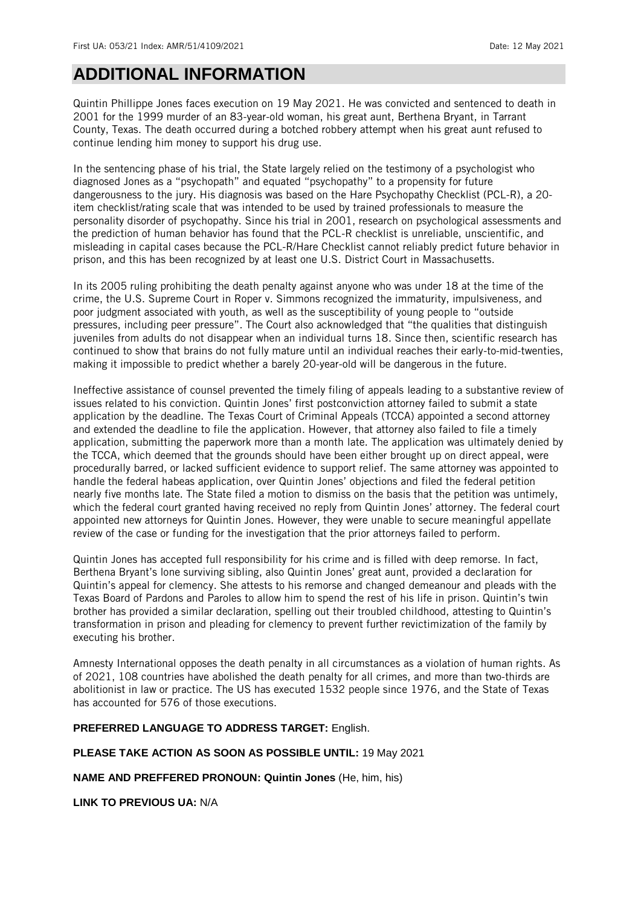# ADDITIONAL INFORMATION

Quintin Phillippe Jones faces execution on 19 May 2021. He was convicted and sentenced to death in 2001 for the 1999 murder of an 83-year-old woman, his great aunt, Berthena Bryant, in Tarrant County, Texas. The death occurred during a botched robbery attempt when his great aunt refused to continue lending him money to support his drug use.

In the sentencing phase of his trial, the State largely relied on the testimony of a psychologist who diagnosed Jones as a "psychopath" and equated "psychopathy" to a propensity for future dangerousness to the jury. His diagnosis was based on the Hare Psychopathy Checklist (PCL-R), a 20-item checklist/rating scale that was intended to be used by trained professionals to measure the personality disorder of psychopathy. Since his trial in 2001, research on psychological assessments and the prediction of human behavior has found that the PCL-R checklist is unreliable, unscientific, and misleading in capital cases because the PCL-R/Hare Checklist cannot reliably predict future behavior in prison, and this has been recognized by at least one U.S. District Court in Massachusetts.

In its 2005 ruling prohibiting the death penalty against anyone who was under 18 at the time of the crime, the U.S. Supreme Court in Roper v. Simmons recognized the immaturity, impulsiveness, and poor judgment associated with youth, as well as the susceptibility of young people to "outside pressures, including peer pressure". The Court also acknowledged that "the qualities that distinguish juveniles from adults do not disappear when an individual turns 18. Since then, scientific research has continued to show that brains do not fully mature until an individual reaches their early-to-mid-twenties, making it impossible to predict whether a barely 20-year-old will be dangerous in the future.

Ineffective assistance of counsel prevented the timely filing of appeals leading to a substantive review of issues related to his conviction. Quintin Jones' first postconviction attorney failed to submit a state application by the deadline. The Texas Court of Criminal Appeals (TCCA) appointed a second attorney and extended the deadline to file the application. However, that attorney also failed to file a timely application, submitting the paperwork more than a month late. The application was ultimately denied by the TCCA, which deemed that the grounds should have been either brought up on direct appeal, were procedurally barred, or lacked sufficient evidence to support relief. The same attorney was appointed to handle the federal habeas application, over Quintin Jones' objections and filed the federal petition nearly five months late. The State filed a motion to dismiss on the basis that the petition was untimely, which the federal court granted having received no reply from Quintin Jones' attorney. The federal court appointed new attorneys for Quintin Jones. However, they were unable to secure meaningful appellate review of the case or funding for the investigation that the prior attorneys failed to perform.

Quintin Jones has accepted full responsibility for his crime and is filled with deep remorse. In fact, Berthena Bryant's lone surviving sibling, also Quintin Jones' great aunt, provided a declaration for Quintin's appeal for clemency. She attests to his remorse and changed demeanour and pleads with the Texas Board of Pardons and Paroles to allow him to spend the rest of his life in prison. Quintin's twin brother has provided a similar declaration, spelling out their troubled childhood, attesting to Quintin's transformation in prison and pleading for clemency to prevent further revictimization of the family by executing his brother.

Amnesty International opposes the death penalty in all circumstances as a violation of human rights. As of 2021, 108 countries have abolished the death penalty for all crimes, and more than two-thirds are abolitionist in law or practice. The US has executed 1532 people since 1976, and the State of Texas has accounted for 576 of those executions.

**PREFERRED LANGUAGE TO ADDRESS TARGET:** English.

**PLEASE TAKE ACTION AS SOON AS POSSIBLE UNTIL:** 19 May 2021

**NAME AND PREFFERED PRONOUN: Quintin Jones** (He, him, his)

**LINK TO PREVIOUS UA:** N/A